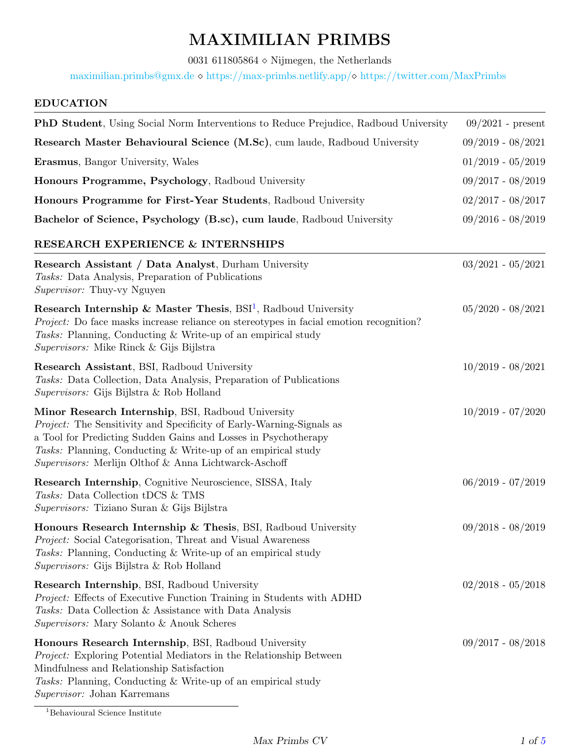# MAXIMILIAN PRIMBS

0031 611805864 ⋄ Nijmegen, the Netherlands

maximilian.primbs@gmx.de ⋄ https://max-primbs.netlify.app/ ⋄ https://twitter.com/MaxPrimbs

## EDUCATION

**PhD Student**, Using Social Norm Interventions to Reduce Prejudice, Radboud University — 09/2021 - present

**Research Master Behavioural Science (M.Sc)**, cum laude, Radboud University — 09/2019 - 08/2021

**Erasmus**, Bangor University, Wales — 01/2019 - 05/2019

**Honours Programme, Psychology**, Radboud University — 09/2017 - 08/2019

**Honours Programme for First-Year Students**, Radboud University — 02/2017 - 08/2017

**Bachelor of Science, Psychology (B.sc), cum laude**, Radboud University — 09/2016 - 08/2019

## RESEARCH EXPERIENCE & INTERNSHIPS

**Research Assistant / Data Analyst**, Durham University — 03/2021 - 05/2021
*Tasks:* Data Analysis, Preparation of Publications
*Supervisor:* Thuy-vy Nguyen

**Research Internship & Master Thesis**, BSI[1], Radboud University — 05/2020 - 08/2021
*Project:* Do face masks increase reliance on stereotypes in facial emotion recognition?
*Tasks:* Planning, Conducting & Write-up of an empirical study
*Supervisors:* Mike Rinck & Gijs Bijlstra

**Research Assistant**, BSI, Radboud University — 10/2019 - 08/2021
*Tasks:* Data Collection, Data Analysis, Preparation of Publications
*Supervisors:* Gijs Bijlstra & Rob Holland

**Minor Research Internship**, BSI, Radboud University — 10/2019 - 07/2020
*Project:* The Sensitivity and Specificity of Early-Warning-Signals as a Tool for Predicting Sudden Gains and Losses in Psychotherapy
*Tasks:* Planning, Conducting & Write-up of an empirical study
*Supervisors:* Merlijn Olthof & Anna Lichtwarck-Aschoff

**Research Internship**, Cognitive Neuroscience, SISSA, Italy — 06/2019 - 07/2019
*Tasks:* Data Collection tDCS & TMS
*Supervisors:* Tiziano Suran & Gijs Bijlstra

**Honours Research Internship & Thesis**, BSI, Radboud University — 09/2018 - 08/2019
*Project:* Social Categorisation, Threat and Visual Awareness
*Tasks:* Planning, Conducting & Write-up of an empirical study
*Supervisors:* Gijs Bijlstra & Rob Holland

**Research Internship**, BSI, Radboud University — 02/2018 - 05/2018
*Project:* Effects of Executive Function Training in Students with ADHD
*Tasks:* Data Collection & Assistance with Data Analysis
*Supervisors:* Mary Solanto & Anouk Scheres

**Honours Research Internship**, BSI, Radboud University — 09/2017 - 08/2018
*Project:* Exploring Potential Mediators in the Relationship Between Mindfulness and Relationship Satisfaction
*Tasks:* Planning, Conducting & Write-up of an empirical study
*Supervisor:* Johan Karremans

[1] Behavioural Science Institute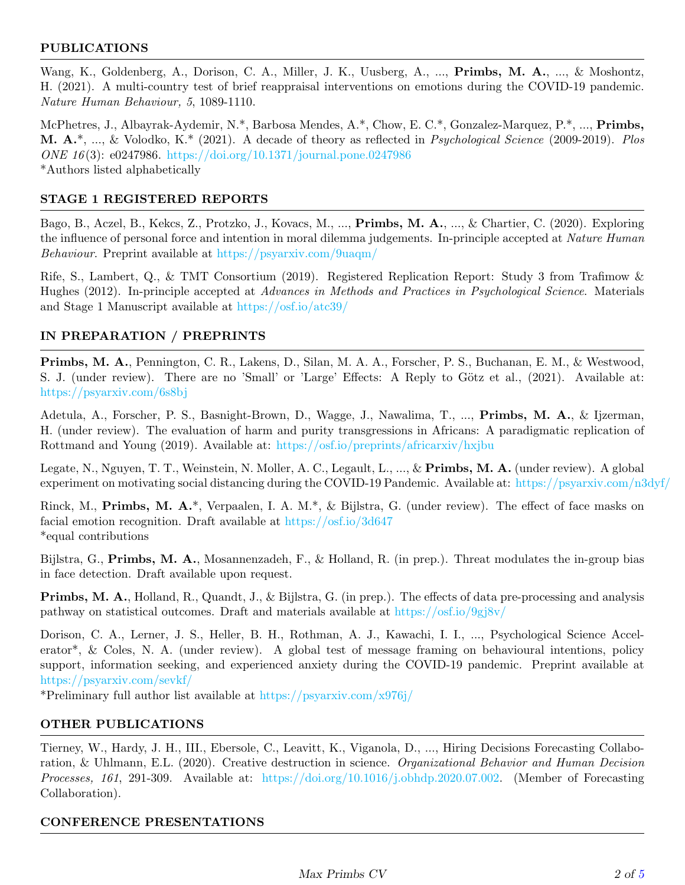## PUBLICATIONS

Wang, K., Goldenberg, A., Dorison, C. A., Miller, J. K., Uusberg, A., ..., **Primbs, M. A.**, ..., & Moshontz, H. (2021). A multi-country test of brief reappraisal interventions on emotions during the COVID-19 pandemic. *Nature Human Behaviour, 5*, 1089-1110.

McPhetres, J., Albayrak-Aydemir, N.*, Barbosa Mendes, A.*, Chow, E. C.*, Gonzalez-Marquez, P.*, ..., **Primbs, M. A.***, ..., & Volodko, K.* (2021). A decade of theory as reflected in *Psychological Science* (2009-2019). *Plos ONE 16*(3): e0247986. https://doi.org/10.1371/journal.pone.0247986
*Authors listed alphabetically

## STAGE 1 REGISTERED REPORTS

Bago, B., Aczel, B., Kekcs, Z., Protzko, J., Kovacs, M., ..., **Primbs, M. A.**, ..., & Chartier, C. (2020). Exploring the influence of personal force and intention in moral dilemma judgements. In-principle accepted at *Nature Human Behaviour*. Preprint available at https://psyarxiv.com/9uaqm/

Rife, S., Lambert, Q., & TMT Consortium (2019). Registered Replication Report: Study 3 from Trafimow & Hughes (2012). In-principle accepted at *Advances in Methods and Practices in Psychological Science*. Materials and Stage 1 Manuscript available at https://osf.io/atc39/

## IN PREPARATION / PREPRINTS

**Primbs, M. A.**, Pennington, C. R., Lakens, D., Silan, M. A. A., Forscher, P. S., Buchanan, E. M., & Westwood, S. J. (under review). There are no 'Small' or 'Large' Effects: A Reply to Götz et al., (2021). Available at: https://psyarxiv.com/6s8bj

Adetula, A., Forscher, P. S., Basnight-Brown, D., Wagge, J., Nawalima, T., ..., **Primbs, M. A.**, & Ijzerman, H. (under review). The evaluation of harm and purity transgressions in Africans: A paradigmatic replication of Rottmand and Young (2019). Available at: https://osf.io/preprints/africarxiv/hxjbu

Legate, N., Nguyen, T. T., Weinstein, N. Moller, A. C., Legault, L., ..., & **Primbs, M. A.** (under review). A global experiment on motivating social distancing during the COVID-19 Pandemic. Available at: https://psyarxiv.com/n3dyf/

Rinck, M., **Primbs, M. A.***, Verpaalen, I. A. M.*, & Bijlstra, G. (under review). The effect of face masks on facial emotion recognition. Draft available at https://osf.io/3d647
*equal contributions

Bijlstra, G., **Primbs, M. A.**, Mosannenzadeh, F., & Holland, R. (in prep.). Threat modulates the in-group bias in face detection. Draft available upon request.

**Primbs, M. A.**, Holland, R., Quandt, J., & Bijlstra, G. (in prep.). The effects of data pre-processing and analysis pathway on statistical outcomes. Draft and materials available at https://osf.io/9gj8v/

Dorison, C. A., Lerner, J. S., Heller, B. H., Rothman, A. J., Kawachi, I. I., ..., Psychological Science Accelerator*, & Coles, N. A. (under review). A global test of message framing on behavioural intentions, policy support, information seeking, and experienced anxiety during the COVID-19 pandemic. Preprint available at https://psyarxiv.com/sevkf/
*Preliminary full author list available at https://psyarxiv.com/x976j/

## OTHER PUBLICATIONS

Tierney, W., Hardy, J. H., III., Ebersole, C., Leavitt, K., Viganola, D., ..., Hiring Decisions Forecasting Collaboration, & Uhlmann, E.L. (2020). Creative destruction in science. *Organizational Behavior and Human Decision Processes, 161*, 291-309. Available at: https://doi.org/10.1016/j.obhdp.2020.07.002. (Member of Forecasting Collaboration).

## CONFERENCE PRESENTATIONS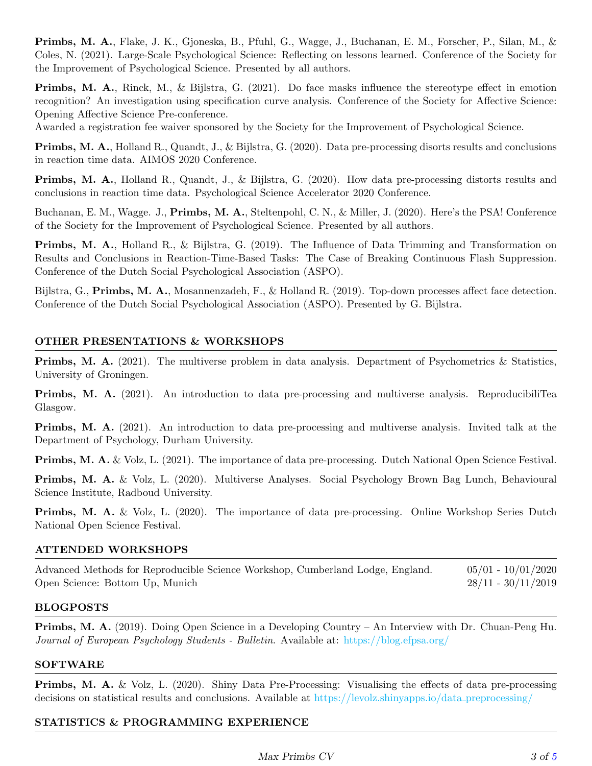**Primbs, M. A.**, Flake, J. K., Gjoneska, B., Pfuhl, G., Wagge, J., Buchanan, E. M., Forscher, P., Silan, M., & Coles, N. (2021). Large-Scale Psychological Science: Reflecting on lessons learned. Conference of the Society for the Improvement of Psychological Science. Presented by all authors.

**Primbs, M. A.**, Rinck, M., & Bijlstra, G. (2021). Do face masks influence the stereotype effect in emotion recognition? An investigation using specification curve analysis. Conference of the Society for Affective Science: Opening Affective Science Pre-conference.
Awarded a registration fee waiver sponsored by the Society for the Improvement of Psychological Science.

**Primbs, M. A.**, Holland R., Quandt, J., & Bijlstra, G. (2020). Data pre-processing disorts results and conclusions in reaction time data. AIMOS 2020 Conference.

**Primbs, M. A.**, Holland R., Quandt, J., & Bijlstra, G. (2020). How data pre-processing distorts results and conclusions in reaction time data. Psychological Science Accelerator 2020 Conference.

Buchanan, E. M., Wagge. J., **Primbs, M. A.**, Steltenpohl, C. N., & Miller, J. (2020). Here's the PSA! Conference of the Society for the Improvement of Psychological Science. Presented by all authors.

**Primbs, M. A.**, Holland R., & Bijlstra, G. (2019). The Influence of Data Trimming and Transformation on Results and Conclusions in Reaction-Time-Based Tasks: The Case of Breaking Continuous Flash Suppression. Conference of the Dutch Social Psychological Association (ASPO).

Bijlstra, G., **Primbs, M. A.**, Mosannenzadeh, F., & Holland R. (2019). Top-down processes affect face detection. Conference of the Dutch Social Psychological Association (ASPO). Presented by G. Bijlstra.

## OTHER PRESENTATIONS & WORKSHOPS

**Primbs, M. A.** (2021). The multiverse problem in data analysis. Department of Psychometrics & Statistics, University of Groningen.

**Primbs, M. A.** (2021). An introduction to data pre-processing and multiverse analysis. ReproducibiliTea Glasgow.

**Primbs, M. A.** (2021). An introduction to data pre-processing and multiverse analysis. Invited talk at the Department of Psychology, Durham University.

**Primbs, M. A.** & Volz, L. (2021). The importance of data pre-processing. Dutch National Open Science Festival.

**Primbs, M. A.** & Volz, L. (2020). Multiverse Analyses. Social Psychology Brown Bag Lunch, Behavioural Science Institute, Radboud University.

**Primbs, M. A.** & Volz, L. (2020). The importance of data pre-processing. Online Workshop Series Dutch National Open Science Festival.

## ATTENDED WORKSHOPS

Advanced Methods for Reproducible Science Workshop, Cumberland Lodge, England. 05/01 - 10/01/2020
Open Science: Bottom Up, Munich 28/11 - 30/11/2019

## BLOGPOSTS

**Primbs, M. A.** (2019). Doing Open Science in a Developing Country – An Interview with Dr. Chuan-Peng Hu. *Journal of European Psychology Students - Bulletin*. Available at: https://blog.efpsa.org/

## SOFTWARE

**Primbs, M. A.** & Volz, L. (2020). Shiny Data Pre-Processing: Visualising the effects of data pre-processing decisions on statistical results and conclusions. Available at https://levolz.shinyapps.io/data_preprocessing/

## STATISTICS & PROGRAMMING EXPERIENCE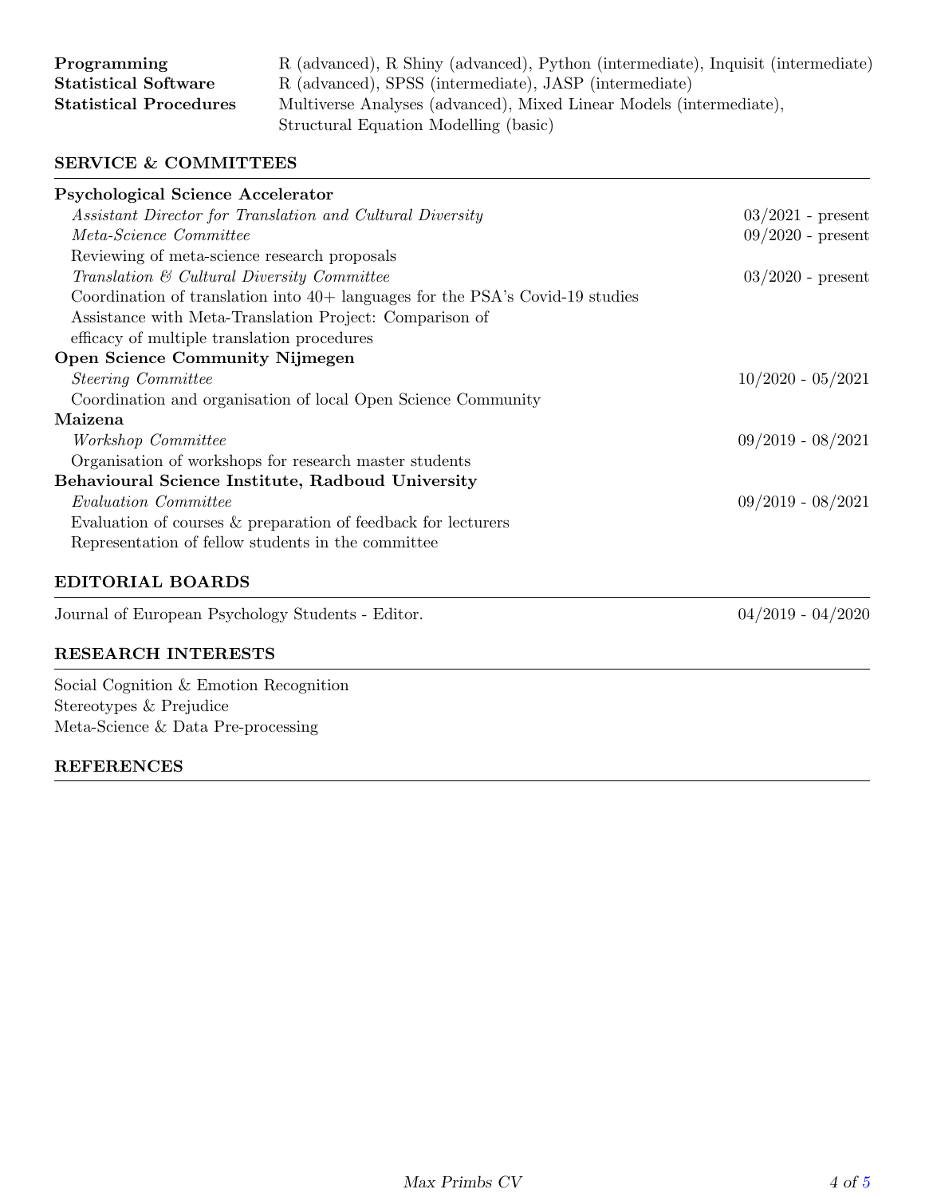**Programming** R (advanced), R Shiny (advanced), Python (intermediate), Inquisit (intermediate)
**Statistical Software** R (advanced), SPSS (intermediate), JASP (intermediate)
**Statistical Procedures** Multiverse Analyses (advanced), Mixed Linear Models (intermediate), Structural Equation Modelling (basic)

## SERVICE & COMMITTEES

**Psychological Science Accelerator**

*Assistant Director for Translation and Cultural Diversity* — 03/2021 - present

*Meta-Science Committee* — 09/2020 - present

Reviewing of meta-science research proposals

*Translation & Cultural Diversity Committee* — 03/2020 - present

Coordination of translation into 40+ languages for the PSA's Covid-19 studies
Assistance with Meta-Translation Project: Comparison of efficacy of multiple translation procedures

**Open Science Community Nijmegen**

*Steering Committee* — 10/2020 - 05/2021

Coordination and organisation of local Open Science Community

**Maizena**

*Workshop Committee* — 09/2019 - 08/2021

Organisation of workshops for research master students

**Behavioural Science Institute, Radboud University**

*Evaluation Committee* — 09/2019 - 08/2021

Evaluation of courses & preparation of feedback for lecturers
Representation of fellow students in the committee

## EDITORIAL BOARDS

Journal of European Psychology Students - Editor. — 04/2019 - 04/2020

## RESEARCH INTERESTS

Social Cognition & Emotion Recognition
Stereotypes & Prejudice
Meta-Science & Data Pre-processing

## REFERENCES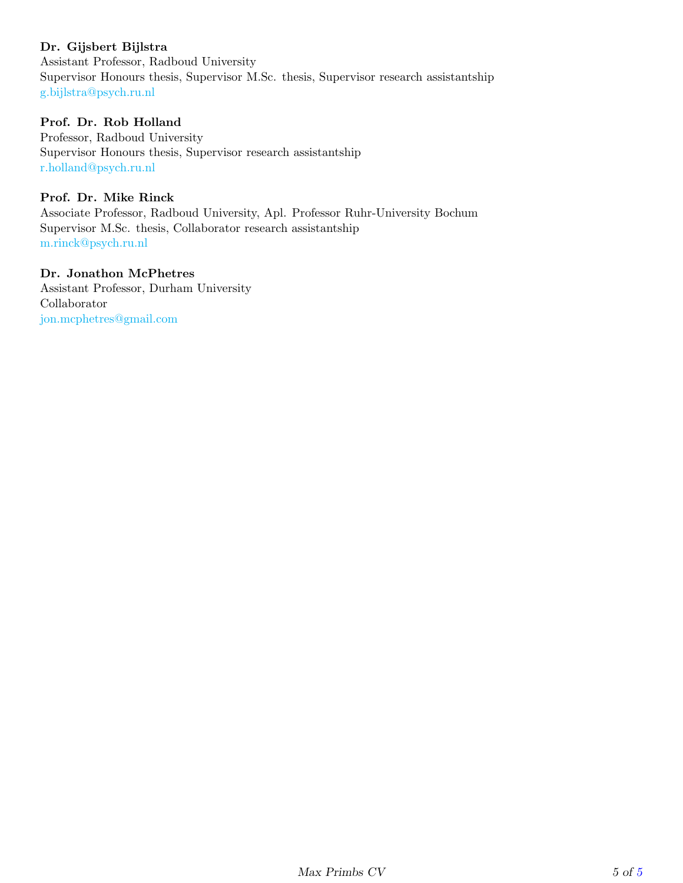**Dr. Gijsbert Bijlstra**
Assistant Professor, Radboud University
Supervisor Honours thesis, Supervisor M.Sc. thesis, Supervisor research assistantship
g.bijlstra@psych.ru.nl

**Prof. Dr. Rob Holland**
Professor, Radboud University
Supervisor Honours thesis, Supervisor research assistantship
r.holland@psych.ru.nl

**Prof. Dr. Mike Rinck**
Associate Professor, Radboud University, Apl. Professor Ruhr-University Bochum
Supervisor M.Sc. thesis, Collaborator research assistantship
m.rinck@psych.ru.nl

**Dr. Jonathon McPhetres**
Assistant Professor, Durham University
Collaborator
jon.mcphetres@gmail.com